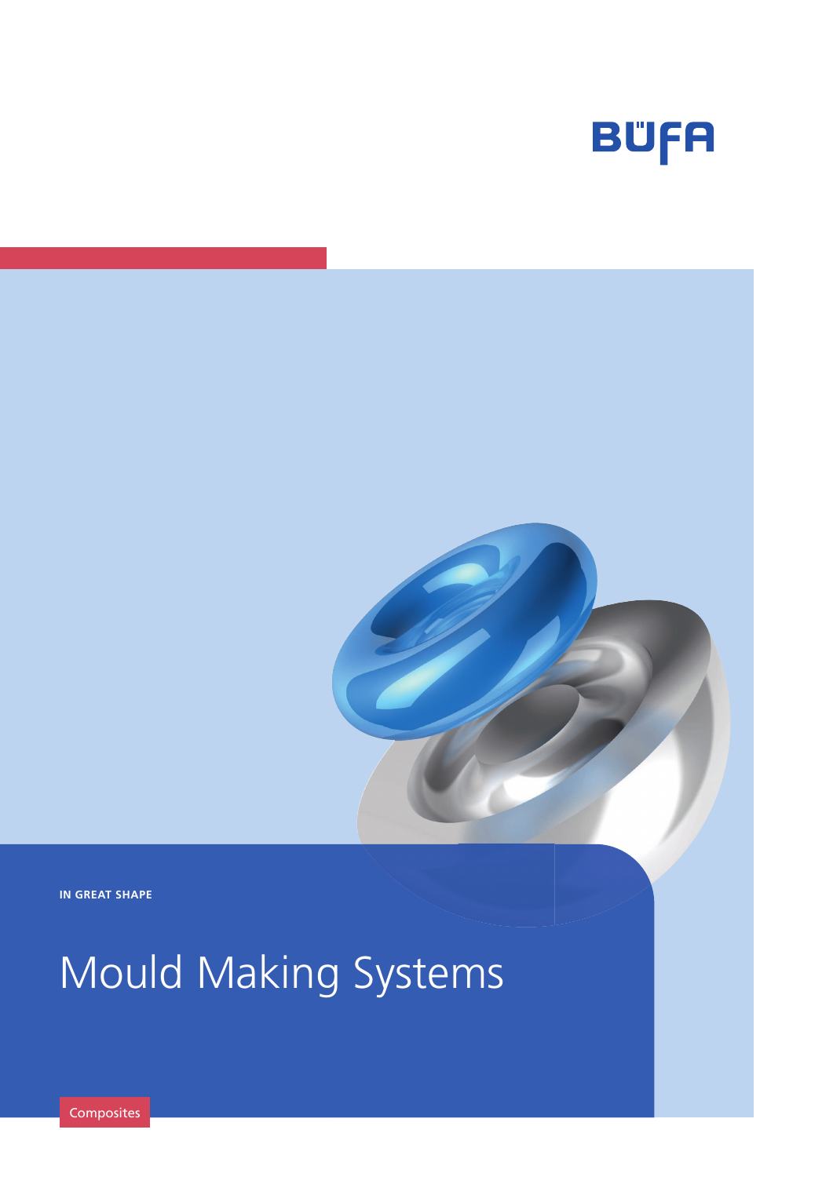BÜFA

IN GREAT SHAPE

# Mould Making Systems

Composites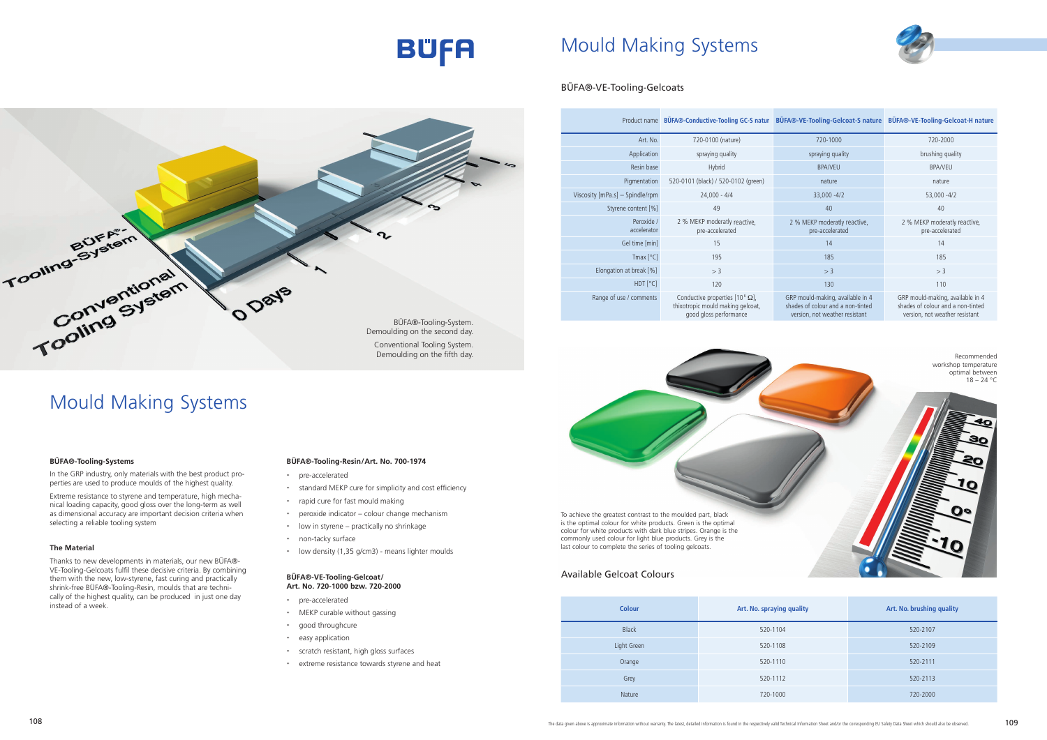# Mould Making Systems

BÜFA®-Tooling-System.
Demoulding on the second day.

Conventional Tooling System.
Demoulding on the fifth day.

### BÜFA®-Tooling-Systems

In the GRP industry, only materials with the best product properties are used to produce moulds of the highest quality.

Extreme resistance to styrene and temperature, high mechanical loading capacity, good gloss over the long-term as well as dimensional accuracy are important decision criteria when selecting a reliable tooling system

### The Material

Thanks to new developments in materials, our new BÜFA®-VE-Tooling-Gelcoats fulfil these decisive criteria. By combining them with the new, low-styrene, fast curing and practically shrink-free BÜFA®-Tooling-Resin, moulds that are technically of the highest quality, can be produced in just one day instead of a week.

### BÜFA®-Tooling-Resin/Art. No. 700-1974

- pre-accelerated
- standard MEKP cure for simplicity and cost efficiency
- rapid cure for fast mould making
- peroxide indicator – colour change mechanism
- low in styrene – practically no shrinkage
- non-tacky surface
- low density (1,35 g/cm3) - means lighter moulds

### BÜFA®-VE-Tooling-Gelcoat/ Art. No. 720-1000 bzw. 720-2000

- pre-accelerated
- MEKP curable without gassing
- good throughcure
- easy application
- scratch resistant, high gloss surfaces
- extreme resistance towards styrene and heat

# Mould Making Systems

## BÜFA®-VE-Tooling-Gelcoats

| Product name | BÜFA®-Conductive-Tooling GC-S natur | BÜFA®-VE-Tooling-Gelcoat-S nature | BÜFA®-VE-Tooling-Gelcoat-H nature |
|---|---|---|---|
| Art. No. | 720-0100 (nature) | 720-1000 | 720-2000 |
| Application | spraying quality | spraying quality | brushing quality |
| Resin base | Hybrid | BPA/VEU | BPA/VEU |
| Pigmentation | 520-0101 (black) / 520-0102 (green) | nature | nature |
| Viscosity [mPa.s] – Spindle/rpm | 24,000 - 4/4 | 33,000 -4/2 | 53,000 -4/2 |
| Styrene content [%] | 49 | 40 | 40 |
| Peroxide / accelerator | 2 % MEKP moderatly reactive, pre-accelerated | 2 % MEKP moderatly reactive, pre-accelerated | 2 % MEKP moderatly reactive, pre-accelerated |
| Gel time [min] | 15 | 14 | 14 |
| Tmax [°C] | 195 | 185 | 185 |
| Elongation at break [%] | > 3 | > 3 | > 3 |
| HDT [°C] | 120 | 130 | 110 |
| Range of use / comments | Conductive properties [$10^6$ Ω], thixotropic mould making gelcoat, good gloss performance | GRP mould-making, available in 4 shades of colour and a non-tinted version, not weather resistant | GRP mould-making, available in 4 shades of colour and a non-tinted version, not weather resistant |

Recommended workshop temperature optimal between 18 – 24 °C

To achieve the greatest contrast to the moulded part, black is the optimal colour for white products. Green is the optimal colour for white products with dark blue stripes. Orange is the commonly used colour for light blue products. Grey is the last colour to complete the series of tooling gelcoats.

## Available Gelcoat Colours

| Colour | Art. No. spraying quality | Art. No. brushing quality |
|---|---|---|
| Black | 520-1104 | 520-2107 |
| Light Green | 520-1108 | 520-2109 |
| Orange | 520-1110 | 520-2111 |
| Grey | 520-1112 | 520-2113 |
| Nature | 720-1000 | 720-2000 |

The data given above is approximate information without warranty. The latest, detailed information is found in the respectively valid Technical Information Sheet and/or the corresponding EU Safety Data Sheet which should also be observed.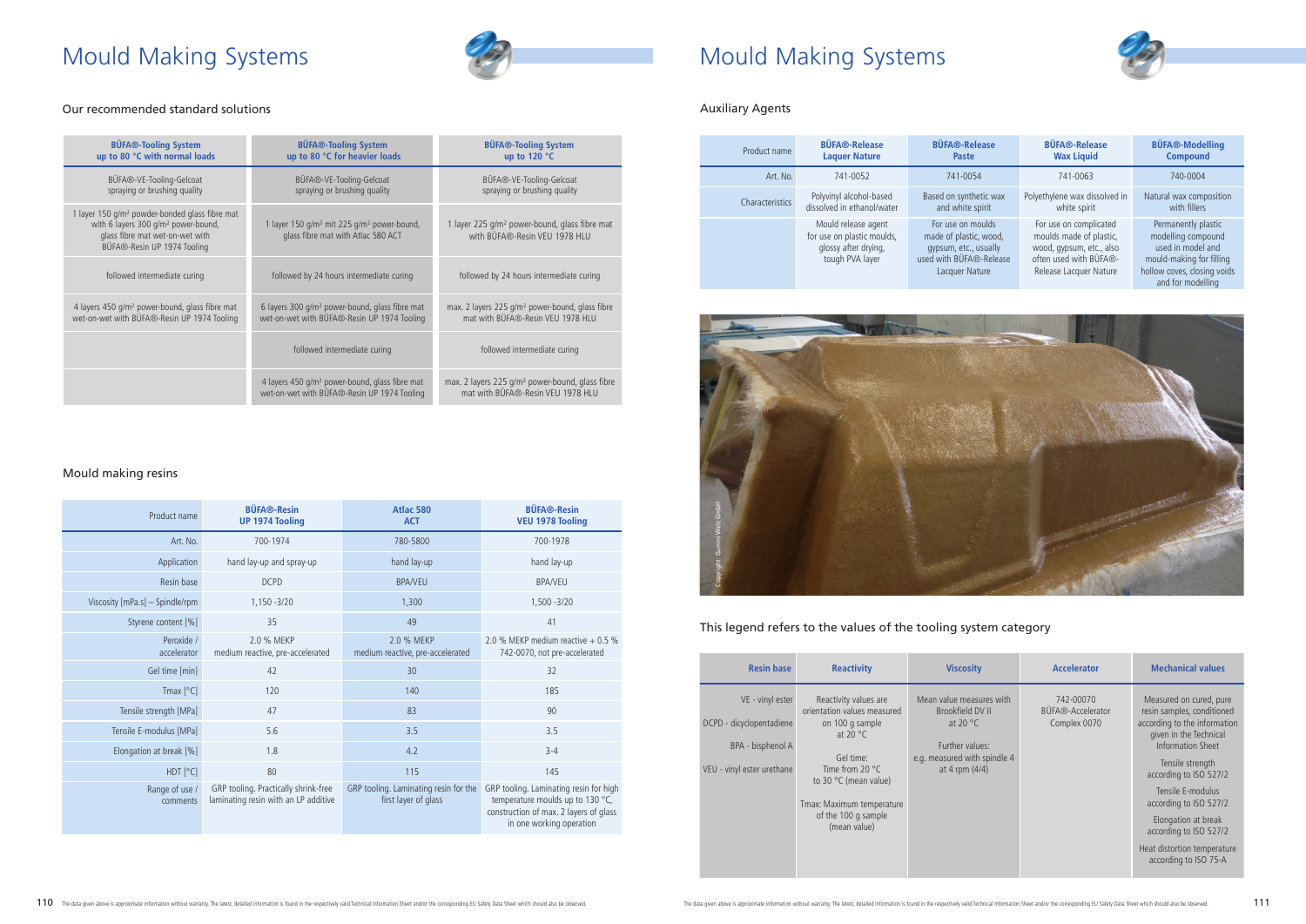# Mould Making Systems

## Our recommended standard solutions

| BÜFA®-Tooling System up to 80 °C with normal loads | BÜFA®-Tooling System up to 80 °C for heavier loads | BÜFA®-Tooling System up to 120 °C |
|---|---|---|
| BÜFA®-VE-Tooling-Gelcoat spraying or brushing quality | BÜFA®-VE-Tooling-Gelcoat spraying or brushing quality | BÜFA®-VE-Tooling-Gelcoat spraying or brushing quality |
| 1 layer 150 g/m² powder-bonded glass fibre mat with 6 layers 300 g/m² power-bound, glass fibre mat wet-on-wet with BÜFA®-Resin UP 1974 Tooling | 1 layer 150 g/m² mit 225 g/m² power-bound, glass fibre mat with Atlac 580 ACT | 1 layer 225 g/m² power-bound, glass fibre mat with BÜFA®-Resin VEU 1978 HLU |
| followed intermediate curing | followed by 24 hours intermediate curing | followed by 24 hours intermediate curing |
| 4 layers 450 g/m² power-bound, glass fibre mat wet-on-wet with BÜFA®-Resin UP 1974 Tooling | 6 layers 300 g/m² power-bound, glass fibre mat wet-on-wet with BÜFA®-Resin UP 1974 Tooling | max. 2 layers 225 g/m² power-bound, glass fibre mat with BÜFA®-Resin VEU 1978 HLU |
| | followed intermediate curing | followed intermediate curing |
| | 4 layers 450 g/m² power-bound, glass fibre mat wet-on-wet with BÜFA®-Resin UP 1974 Tooling | max. 2 layers 225 g/m² power-bound, glass fibre mat with BÜFA®-Resin VEU 1978 HLU |

## Mould making resins

| Product name | BÜFA®-Resin UP 1974 Tooling | Atlac 580 ACT | BÜFA®-Resin VEU 1978 Tooling |
|---|---|---|---|
| Art. No. | 700-1974 | 780-5800 | 700-1978 |
| Application | hand lay-up and spray-up | hand lay-up | hand lay-up |
| Resin base | DCPD | BPA/VEU | BPA/VEU |
| Viscosity [mPa.s] – Spindle/rpm | 1,150 -3/20 | 1,300 | 1,500 -3/20 |
| Styrene content [%] | 35 | 49 | 41 |
| Peroxide / accelerator | 2.0 % MEKP medium reactive, pre-accelerated | 2.0 % MEKP medium reactive, pre-accelerated | 2.0 % MEKP medium reactive + 0.5 % 742-0070, not pre-accelerated |
| Gel time [min] | 42 | 30 | 32 |
| Tmax [°C] | 120 | 140 | 185 |
| Tensile strength [MPa] | 47 | 83 | 90 |
| Tensile E-modulus [MPa] | 5.6 | 3.5 | 3.5 |
| Elongation at break [%] | 1.8 | 4.2 | 3-4 |
| HDT [°C] | 80 | 115 | 145 |
| Range of use / comments | GRP tooling. Practically shrink-free laminating resin with an LP additive | GRP tooling. Laminating resin for the first layer of glass | GRP tooling. Laminating resin for high temperature moulds up to 130 °C, construction of max. 2 layers of glass in one working operation |

The data given above is approximate information without warranty. The latest, detailed information is found in the respectively valid Technical Information Sheet and/or the corresponding EU Safety Data Sheet which should also be observed.

# Mould Making Systems

## Auxiliary Agents

| Product name | BÜFA®-Release Laquer Nature | BÜFA®-Release Paste | BÜFA®-Release Wax Liquid | BÜFA®-Modelling Compound |
|---|---|---|---|---|
| Art. No. | 741-0052 | 741-0054 | 741-0063 | 740-0004 |
| Characteristics | Polyvinyl alcohol-based dissolved in ethanol/water | Based on synthetic wax and white spirit | Polyethylene wax dissolved in white spirit | Natural wax composition with fillers |
| | Mould release agent for use on plastic moulds, glossy after drying, tough PVA layer | For use on moulds made of plastic, wood, gypsum, etc., usually used with BÜFA®-Release Lacquer Nature | For use on complicated moulds made of plastic, wood, gypsum, etc., also often used with BÜFA®-Release Lacquer Nature | Permanently plastic modelling compound used in model and mould-making for filling hollow coves, closing voids and for modelling |

Copyright: Gummi Welz GmbH

## This legend refers to the values of the tooling system category

| Resin base | Reactivity | Viscosity | Accelerator | Mechanical values |
|---|---|---|---|---|
| VE - vinyl ester<br><br>DCPD - dicyclopentadiene<br><br>BPA - bisphenol A<br><br>VEU - vinyl ester urethane | Reactivity values are orientation values measured on 100 g sample at 20 °C<br><br>Gel time: Time from 20 °C to 30 °C (mean value)<br><br>Tmax: Maximum temperature of the 100 g sample (mean value) | Mean value measures with Brookfield DV II at 20 °C<br><br>Further values: e.g. measured with spindle 4 at 4 rpm (4/4) | 742-00070 BÜFA®-Accelerator Complex 0070 | Measured on cured, pure resin samples, conditioned according to the information given in the Technical Information Sheet<br><br>Tensile strength according to ISO 527/2<br><br>Tensile E-modulus according to ISO 527/2<br><br>Elongation at break according to ISO 527/2<br><br>Heat distortion temperature according to ISO 75-A |

The data given above is approximate information without warranty. The latest, detailed information is found in the respectively valid Technical Information Sheet and/or the corresponding EU Safety Data Sheet which should also be observed.